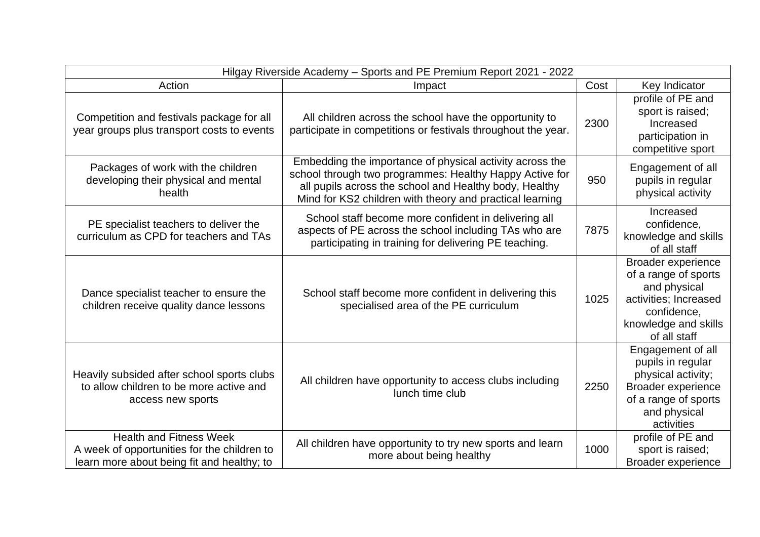| Hilgay Riverside Academy – Sports and PE Premium Report 2021 - 2022 | | | |
|---|---|---|---|
| Action | Impact | Cost | Key Indicator |
| Competition and festivals package for all year groups plus transport costs to events | All children across the school have the opportunity to participate in competitions or festivals throughout the year. | 2300 | profile of PE and sport is raised; Increased participation in competitive sport |
| Packages of work with the children developing their physical and mental health | Embedding the importance of physical activity across the school through two programmes: Healthy Happy Active for all pupils across the school and Healthy body, Healthy Mind for KS2 children with theory and practical learning | 950 | Engagement of all pupils in regular physical activity |
| PE specialist teachers to deliver the curriculum as CPD for teachers and TAs | School staff become more confident in delivering all aspects of PE across the school including TAs who are participating in training for delivering PE teaching. | 7875 | Increased confidence, knowledge and skills of all staff |
| Dance specialist teacher to ensure the children receive quality dance lessons | School staff become more confident in delivering this specialised area of the PE curriculum | 1025 | Broader experience of a range of sports and physical activities; Increased confidence, knowledge and skills of all staff |
| Heavily subsided after school sports clubs to allow children to be more active and access new sports | All children have opportunity to access clubs including lunch time club | 2250 | Engagement of all pupils in regular physical activity; Broader experience of a range of sports and physical activities |
| Health and Fitness Week A week of opportunities for the children to learn more about being fit and healthy; to | All children have opportunity to try new sports and learn more about being healthy | 1000 | profile of PE and sport is raised; Broader experience |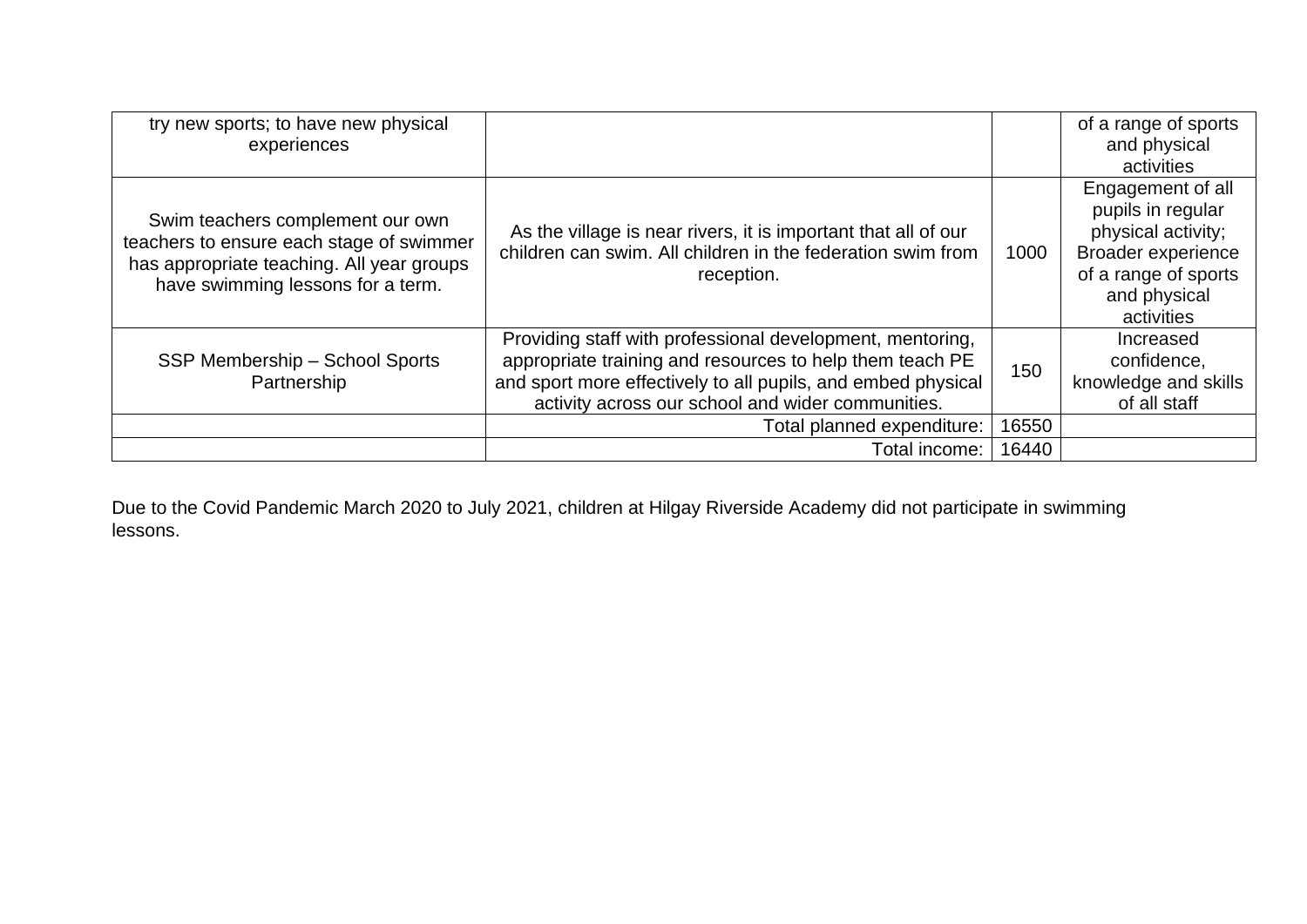| | | | |
|---|---|---|---|
| try new sports; to have new physical experiences | | | of a range of sports and physical activities |
| Swim teachers complement our own teachers to ensure each stage of swimmer has appropriate teaching. All year groups have swimming lessons for a term. | As the village is near rivers, it is important that all of our children can swim. All children in the federation swim from reception. | 1000 | Engagement of all pupils in regular physical activity; Broader experience of a range of sports and physical activities |
| SSP Membership – School Sports Partnership | Providing staff with professional development, mentoring, appropriate training and resources to help them teach PE and sport more effectively to all pupils, and embed physical activity across our school and wider communities. | 150 | Increased confidence, knowledge and skills of all staff |
| | Total planned expenditure: | 16550 | |
| | Total income: | 16440 | |

Due to the Covid Pandemic March 2020 to July 2021, children at Hilgay Riverside Academy did not participate in swimming lessons.